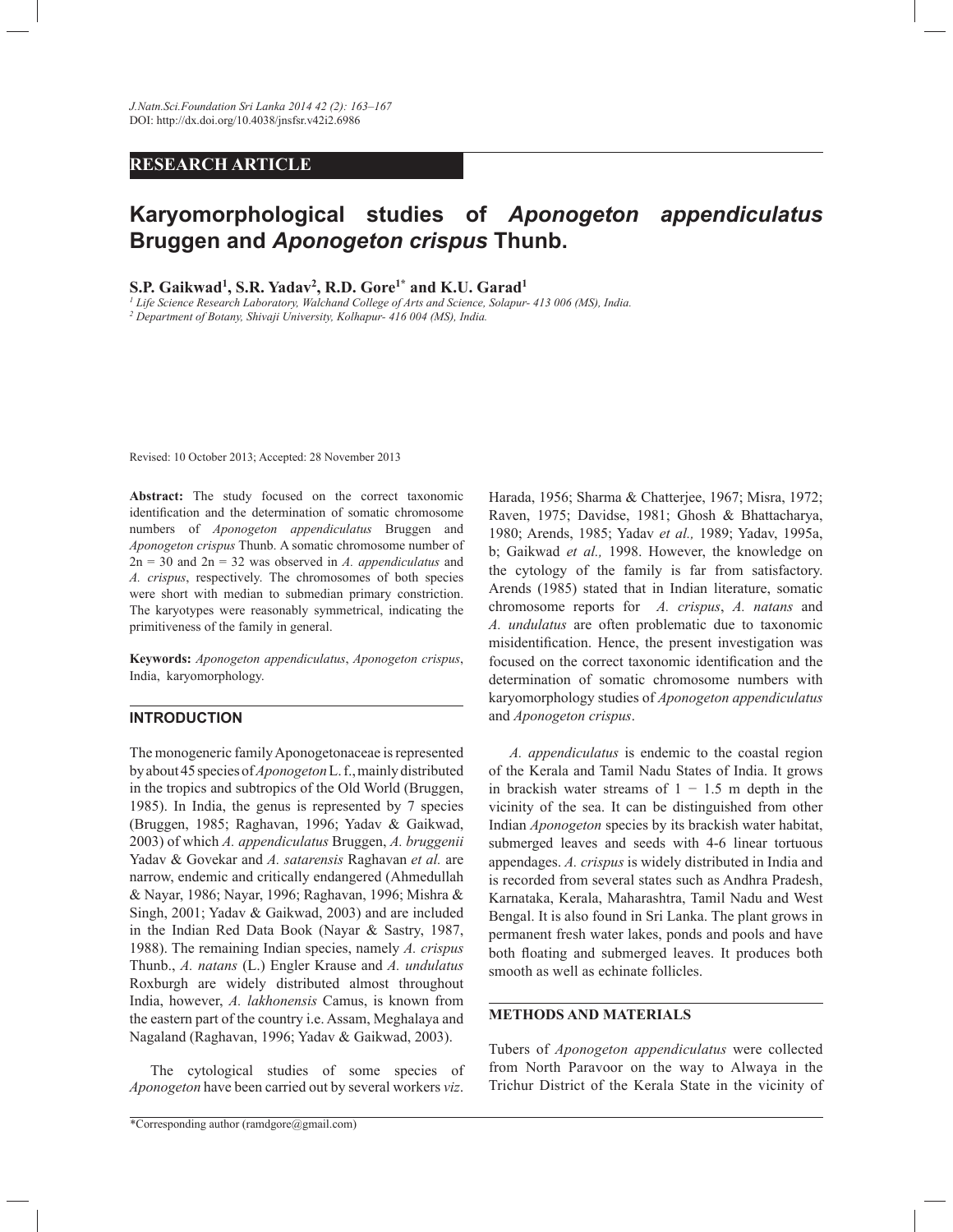RESEARCH ARTICLE

# Karyomorphological studies of *Aponogeton appendiculatus* Bruggen and *Aponogeton crispus* Thunb.

**S.P. Gaikwad[1], S.R. Yadav[2], R.D. Gore[1*] and K.U. Garad[1]**

[1] *Life Science Research Laboratory, Walchand College of Arts and Science, Solapur- 413 006 (MS), India.*
[2] *Department of Botany, Shivaji University, Kolhapur- 416 004 (MS), India.*

Revised: 10 October 2013; Accepted: 28 November 2013

**Abstract:** The study focused on the correct taxonomic identification and the determination of somatic chromosome numbers of *Aponogeton appendiculatus* Bruggen and *Aponogeton crispus* Thunb. A somatic chromosome number of 2n = 30 and 2n = 32 was observed in *A. appendiculatus* and *A. crispus*, respectively. The chromosomes of both species were short with median to submedian primary constriction. The karyotypes were reasonably symmetrical, indicating the primitiveness of the family in general.

**Keywords:** *Aponogeton appendiculatus*, *Aponogeton crispus*, India, karyomorphology.

## INTRODUCTION

The monogeneric family Aponogetonaceae is represented by about 45 species of *Aponogeton* L. f., mainly distributed in the tropics and subtropics of the Old World (Bruggen, 1985). In India, the genus is represented by 7 species (Bruggen, 1985; Raghavan, 1996; Yadav & Gaikwad, 2003) of which *A. appendiculatus* Bruggen, *A. bruggenii* Yadav & Govekar and *A. satarensis* Raghavan *et al.* are narrow, endemic and critically endangered (Ahmedullah & Nayar, 1986; Nayar, 1996; Raghavan, 1996; Mishra & Singh, 2001; Yadav & Gaikwad, 2003) and are included in the Indian Red Data Book (Nayar & Sastry, 1987, 1988). The remaining Indian species, namely *A. crispus* Thunb., *A. natans* (L.) Engler Krause and *A. undulatus* Roxburgh are widely distributed almost throughout India, however, *A. lakhonensis* Camus, is known from the eastern part of the country i.e. Assam, Meghalaya and Nagaland (Raghavan, 1996; Yadav & Gaikwad, 2003).

The cytological studies of some species of *Aponogeton* have been carried out by several workers *viz*. Harada, 1956; Sharma & Chatterjee, 1967; Misra, 1972; Raven, 1975; Davidse, 1981; Ghosh & Bhattacharya, 1980; Arends, 1985; Yadav *et al.,* 1989; Yadav, 1995a, b; Gaikwad *et al.,* 1998. However, the knowledge on the cytology of the family is far from satisfactory. Arends (1985) stated that in Indian literature, somatic chromosome reports for *A. crispus*, *A. natans* and *A. undulatus* are often problematic due to taxonomic misidentification. Hence, the present investigation was focused on the correct taxonomic identification and the determination of somatic chromosome numbers with karyomorphology studies of *Aponogeton appendiculatus* and *Aponogeton crispus*.

*A. appendiculatus* is endemic to the coastal region of the Kerala and Tamil Nadu States of India. It grows in brackish water streams of 1 − 1.5 m depth in the vicinity of the sea. It can be distinguished from other Indian *Aponogeton* species by its brackish water habitat, submerged leaves and seeds with 4-6 linear tortuous appendages. *A. crispus* is widely distributed in India and is recorded from several states such as Andhra Pradesh, Karnataka, Kerala, Maharashtra, Tamil Nadu and West Bengal. It is also found in Sri Lanka. The plant grows in permanent fresh water lakes, ponds and pools and have both floating and submerged leaves. It produces both smooth as well as echinate follicles.

## METHODS AND MATERIALS

Tubers of *Aponogeton appendiculatus* were collected from North Paravoor on the way to Alwaya in the Trichur District of the Kerala State in the vicinity of

*Corresponding author (ramdgore@gmail.com)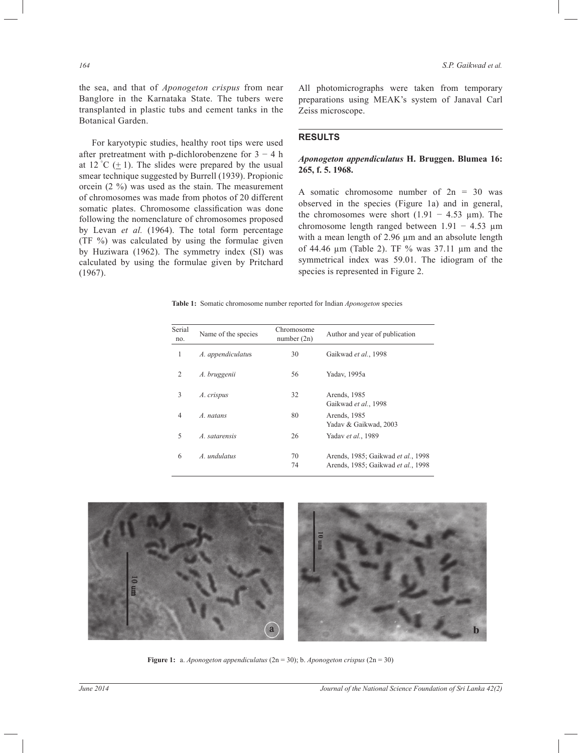the sea, and that of *Aponogeton crispus* from near Banglore in the Karnataka State. The tubers were transplanted in plastic tubs and cement tanks in the Botanical Garden.

For karyotypic studies, healthy root tips were used after pretreatment with p-dichlorobenzene for 3 − 4 h at 12 °C (+ 1). The slides were prepared by the usual smear technique suggested by Burrell (1939). Propionic orcein (2 %) was used as the stain. The measurement of chromosomes was made from photos of 20 different somatic plates. Chromosome classification was done following the nomenclature of chromosomes proposed by Levan *et al.* (1964). The total form percentage (TF %) was calculated by using the formulae given by Huziwara (1962). The symmetry index (SI) was calculated by using the formulae given by Pritchard (1967).

All photomicrographs were taken from temporary preparations using MEAK's system of Janaval Carl Zeiss microscope.

## RESULTS

### *Aponogeton appendiculatus* H. Bruggen. Blumea 16: 265, f. 5. 1968.

A somatic chromosome number of 2n = 30 was observed in the species (Figure 1a) and in general, the chromosomes were short (1.91 − 4.53 µm). The chromosome length ranged between 1.91 − 4.53 µm with a mean length of 2.96 µm and an absolute length of 44.46 µm (Table 2). TF % was 37.11 µm and the symmetrical index was 59.01. The idiogram of the species is represented in Figure 2.

**Table 1:** Somatic chromosome number reported for Indian *Aponogeton* species

| Serial no. | Name of the species | Chromosome number (2n) | Author and year of publication |
|---|---|---|---|
| 1 | *A. appendiculatus* | 30 | Gaikwad *et al.*, 1998 |
| 2 | *A. bruggenii* | 56 | Yadav, 1995a |
| 3 | *A. crispus* | 32 | Arends, 1985<br>Gaikwad *et al.*, 1998 |
| 4 | *A. natans* | 80 | Arends, 1985<br>Yadav & Gaikwad, 2003 |
| 5 | *A. satarensis* | 26 | Yadav *et al.*, 1989 |
| 6 | *A. undulatus* | 70<br>74 | Arends, 1985; Gaikwad *et al.*, 1998<br>Arends, 1985; Gaikwad *et al.*, 1998 |

**Figure 1:** a. *Aponogeton appendiculatus* (2n = 30); b. *Aponogeton crispus* (2n = 30)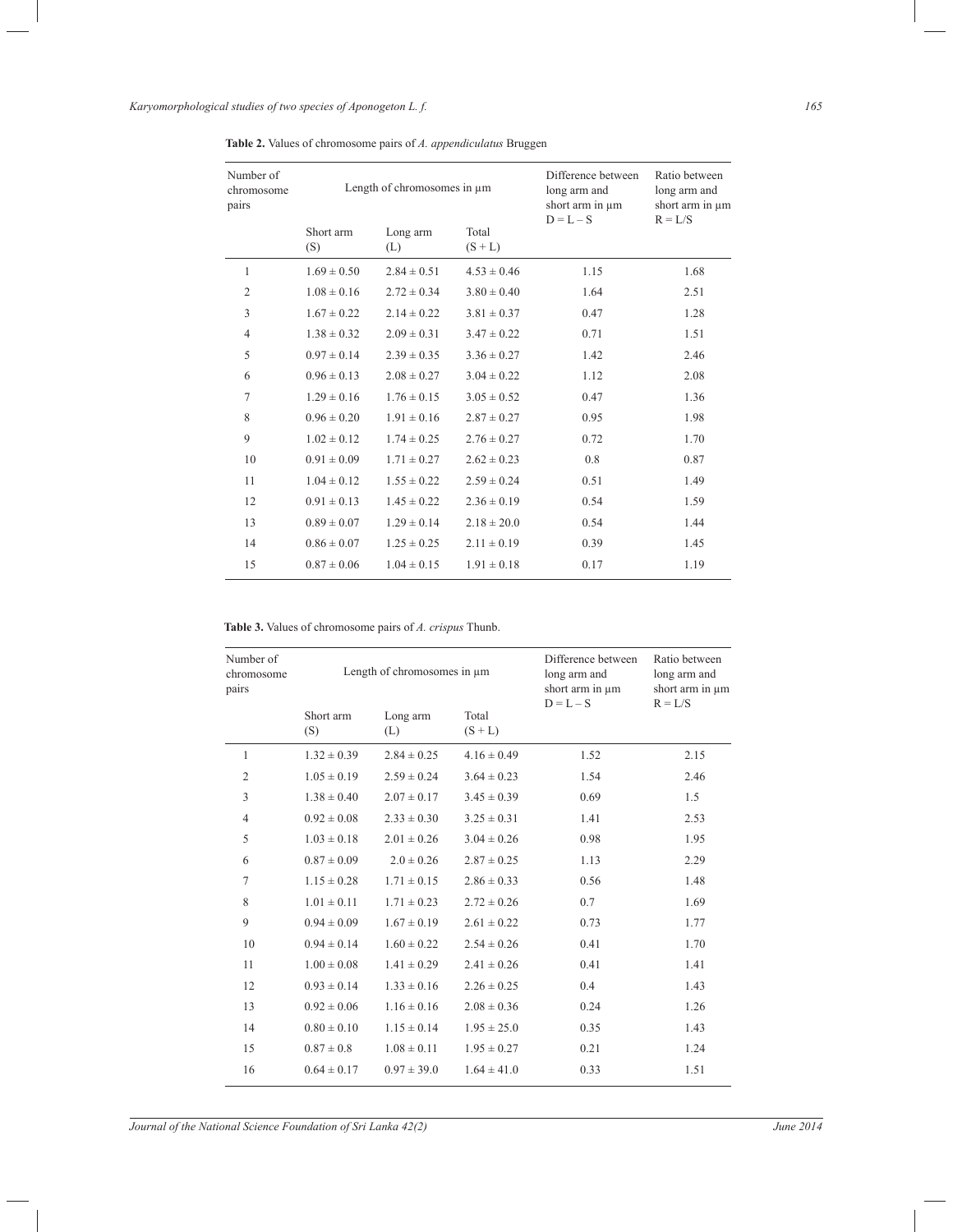**Table 2.** Values of chromosome pairs of *A. appendiculatus* Bruggen

| Number of chromosome pairs | Length of chromosomes in μm | | | Difference between long arm and short arm in μm D = L – S | Ratio between long arm and short arm in μm R = L/S |
|---|---|---|---|---|---|
| | Short arm (S) | Long arm (L) | Total (S + L) | | |
| 1 | 1.69 ± 0.50 | 2.84 ± 0.51 | 4.53 ± 0.46 | 1.15 | 1.68 |
| 2 | 1.08 ± 0.16 | 2.72 ± 0.34 | 3.80 ± 0.40 | 1.64 | 2.51 |
| 3 | 1.67 ± 0.22 | 2.14 ± 0.22 | 3.81 ± 0.37 | 0.47 | 1.28 |
| 4 | 1.38 ± 0.32 | 2.09 ± 0.31 | 3.47 ± 0.22 | 0.71 | 1.51 |
| 5 | 0.97 ± 0.14 | 2.39 ± 0.35 | 3.36 ± 0.27 | 1.42 | 2.46 |
| 6 | 0.96 ± 0.13 | 2.08 ± 0.27 | 3.04 ± 0.22 | 1.12 | 2.08 |
| 7 | 1.29 ± 0.16 | 1.76 ± 0.15 | 3.05 ± 0.52 | 0.47 | 1.36 |
| 8 | 0.96 ± 0.20 | 1.91 ± 0.16 | 2.87 ± 0.27 | 0.95 | 1.98 |
| 9 | 1.02 ± 0.12 | 1.74 ± 0.25 | 2.76 ± 0.27 | 0.72 | 1.70 |
| 10 | 0.91 ± 0.09 | 1.71 ± 0.27 | 2.62 ± 0.23 | 0.8 | 0.87 |
| 11 | 1.04 ± 0.12 | 1.55 ± 0.22 | 2.59 ± 0.24 | 0.51 | 1.49 |
| 12 | 0.91 ± 0.13 | 1.45 ± 0.22 | 2.36 ± 0.19 | 0.54 | 1.59 |
| 13 | 0.89 ± 0.07 | 1.29 ± 0.14 | 2.18 ± 20.0 | 0.54 | 1.44 |
| 14 | 0.86 ± 0.07 | 1.25 ± 0.25 | 2.11 ± 0.19 | 0.39 | 1.45 |
| 15 | 0.87 ± 0.06 | 1.04 ± 0.15 | 1.91 ± 0.18 | 0.17 | 1.19 |

**Table 3.** Values of chromosome pairs of *A. crispus* Thunb.

| Number of chromosome pairs | Length of chromosomes in μm | | | Difference between long arm and short arm in μm D = L – S | Ratio between long arm and short arm in μm R = L/S |
|---|---|---|---|---|---|
| | Short arm (S) | Long arm (L) | Total (S + L) | | |
| 1 | 1.32 ± 0.39 | 2.84 ± 0.25 | 4.16 ± 0.49 | 1.52 | 2.15 |
| 2 | 1.05 ± 0.19 | 2.59 ± 0.24 | 3.64 ± 0.23 | 1.54 | 2.46 |
| 3 | 1.38 ± 0.40 | 2.07 ± 0.17 | 3.45 ± 0.39 | 0.69 | 1.5 |
| 4 | 0.92 ± 0.08 | 2.33 ± 0.30 | 3.25 ± 0.31 | 1.41 | 2.53 |
| 5 | 1.03 ± 0.18 | 2.01 ± 0.26 | 3.04 ± 0.26 | 0.98 | 1.95 |
| 6 | 0.87 ± 0.09 | 2.0 ± 0.26 | 2.87 ± 0.25 | 1.13 | 2.29 |
| 7 | 1.15 ± 0.28 | 1.71 ± 0.15 | 2.86 ± 0.33 | 0.56 | 1.48 |
| 8 | 1.01 ± 0.11 | 1.71 ± 0.23 | 2.72 ± 0.26 | 0.7 | 1.69 |
| 9 | 0.94 ± 0.09 | 1.67 ± 0.19 | 2.61 ± 0.22 | 0.73 | 1.77 |
| 10 | 0.94 ± 0.14 | 1.60 ± 0.22 | 2.54 ± 0.26 | 0.41 | 1.70 |
| 11 | 1.00 ± 0.08 | 1.41 ± 0.29 | 2.41 ± 0.26 | 0.41 | 1.41 |
| 12 | 0.93 ± 0.14 | 1.33 ± 0.16 | 2.26 ± 0.25 | 0.4 | 1.43 |
| 13 | 0.92 ± 0.06 | 1.16 ± 0.16 | 2.08 ± 0.36 | 0.24 | 1.26 |
| 14 | 0.80 ± 0.10 | 1.15 ± 0.14 | 1.95 ± 25.0 | 0.35 | 1.43 |
| 15 | 0.87 ± 0.8 | 1.08 ± 0.11 | 1.95 ± 0.27 | 0.21 | 1.24 |
| 16 | 0.64 ± 0.17 | 0.97 ± 39.0 | 1.64 ± 41.0 | 0.33 | 1.51 |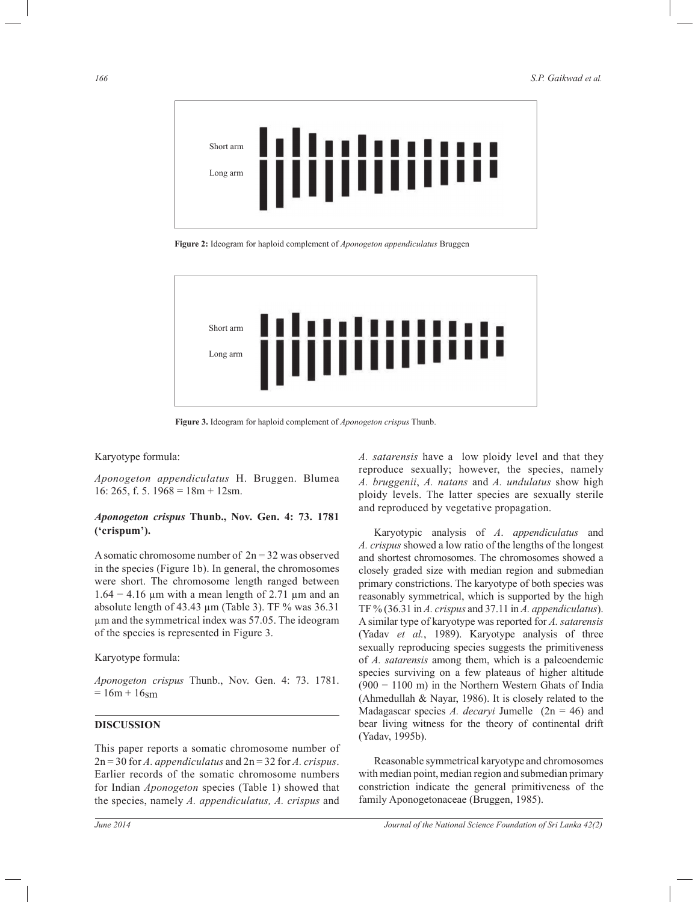Short arm

Long arm

**Figure 2:** Ideogram for haploid complement of *Aponogeton appendiculatus* Bruggen

Short arm

Long arm

**Figure 3.** Ideogram for haploid complement of *Aponogeton crispus* Thunb.

Karyotype formula:

*Aponogeton appendiculatus* H. Bruggen. Blumea 16: 265, f. 5. 1968 = 18m + 12sm.

### *Aponogeton crispus* Thunb., Nov. Gen. 4: 73. 1781 ('crispum').

A somatic chromosome number of 2n = 32 was observed in the species (Figure 1b). In general, the chromosomes were short. The chromosome length ranged between 1.64 − 4.16 µm with a mean length of 2.71 µm and an absolute length of 43.43 µm (Table 3). TF % was 36.31 µm and the symmetrical index was 57.05. The ideogram of the species is represented in Figure 3.

Karyotype formula:

*Aponogeton crispus* Thunb., Nov. Gen. 4: 73. 1781. = 16m + $16_{sm}$

## DISCUSSION

This paper reports a somatic chromosome number of 2n = 30 for *A. appendiculatus* and 2n = 32 for *A. crispus*. Earlier records of the somatic chromosome numbers for Indian *Aponogeton* species (Table 1) showed that the species, namely *A. appendiculatus, A. crispus* and *A. satarensis* have a low ploidy level and that they reproduce sexually; however, the species, namely *A. bruggenii*, *A. natans* and *A. undulatus* show high ploidy levels. The latter species are sexually sterile and reproduced by vegetative propagation.

Karyotypic analysis of *A. appendiculatus* and *A. crispus* showed a low ratio of the lengths of the longest and shortest chromosomes. The chromosomes showed a closely graded size with median region and submedian primary constrictions. The karyotype of both species was reasonably symmetrical, which is supported by the high TF % (36.31 in *A. crispus* and 37.11 in *A. appendiculatus*). A similar type of karyotype was reported for *A. satarensis* (Yadav *et al.*, 1989). Karyotype analysis of three sexually reproducing species suggests the primitiveness of *A. satarensis* among them, which is a paleoendemic species surviving on a few plateaus of higher altitude (900 − 1100 m) in the Northern Western Ghats of India (Ahmedullah & Nayar, 1986). It is closely related to the Madagascar species *A. decaryi* Jumelle (2n = 46) and bear living witness for the theory of continental drift (Yadav, 1995b).

Reasonable symmetrical karyotype and chromosomes with median point, median region and submedian primary constriction indicate the general primitiveness of the family Aponogetonaceae (Bruggen, 1985).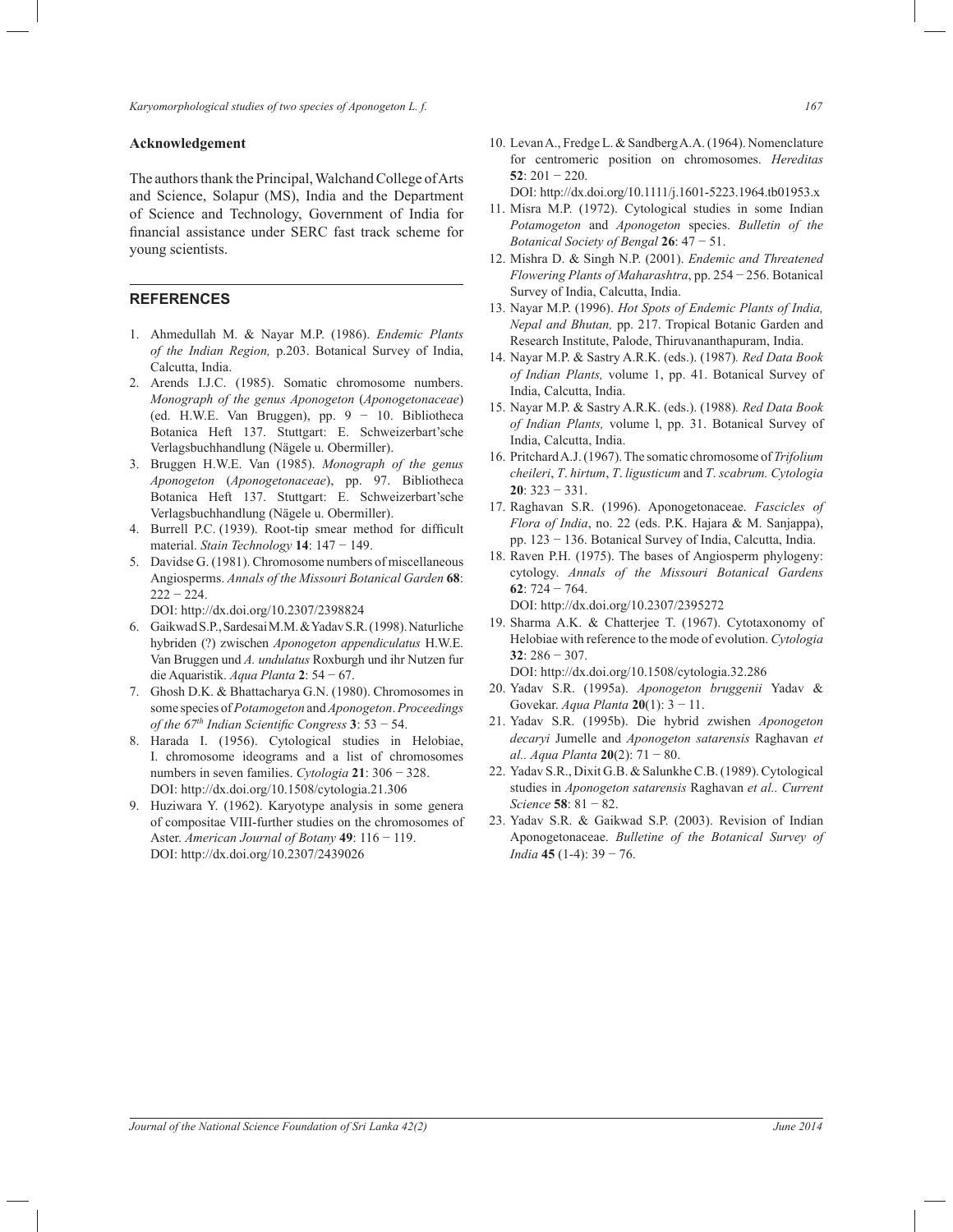## Acknowledgement

The authors thank the Principal, Walchand College of Arts and Science, Solapur (MS), India and the Department of Science and Technology, Government of India for financial assistance under SERC fast track scheme for young scientists.

## REFERENCES

1. Ahmedullah M. & Nayar M.P. (1986). *Endemic Plants of the Indian Region,* p.203. Botanical Survey of India, Calcutta, India.
2. Arends I.J.C. (1985). Somatic chromosome numbers. *Monograph of the genus Aponogeton* (*Aponogetonaceae*) (ed. H.W.E. Van Bruggen), pp. 9 − 10. Bibliotheca Botanica Heft 137. Stuttgart: E. Schweizerbart'sche Verlagsbuchhandlung (Nägele u. Obermiller).
3. Bruggen H.W.E. Van (1985). *Monograph of the genus Aponogeton* (*Aponogetonaceae*), pp. 97. Bibliotheca Botanica Heft 137. Stuttgart: E. Schweizerbart'sche Verlagsbuchhandlung (Nägele u. Obermiller).
4. Burrell P.C. (1939). Root-tip smear method for difficult material. *Stain Technology* **14**: 147 − 149.
5. Davidse G. (1981). Chromosome numbers of miscellaneous Angiosperms. *Annals of the Missouri Botanical Garden* **68**: 222 − 224.
   DOI: http://dx.doi.org/10.2307/2398824
6. Gaikwad S.P., Sardesai M.M. & Yadav S.R. (1998). Naturliche hybriden (?) zwischen *Aponogeton appendiculatus* H.W.E. Van Bruggen und *A. undulatus* Roxburgh und ihr Nutzen fur die Aquaristik. *Aqua Planta* **2**: 54 − 67.
7. Ghosh D.K. & Bhattacharya G.N. (1980). Chromosomes in some species of *Potamogeton* and *Aponogeton*. *Proceedings of the 67th Indian Scientific Congress* **3**: 53 − 54.
8. Harada I. (1956). Cytological studies in Helobiae, I. chromosome ideograms and a list of chromosomes numbers in seven families. *Cytologia* **21**: 306 − 328.
   DOI: http://dx.doi.org/10.1508/cytologia.21.306
9. Huziwara Y. (1962). Karyotype analysis in some genera of compositae VIII-further studies on the chromosomes of Aster. *American Journal of Botany* **49**: 116 − 119.
   DOI: http://dx.doi.org/10.2307/2439026
10. Levan A., Fredge L. & Sandberg A.A. (1964). Nomenclature for centromeric position on chromosomes. *Hereditas* **52**: 201 − 220.
    DOI: http://dx.doi.org/10.1111/j.1601-5223.1964.tb01953.x
11. Misra M.P. (1972). Cytological studies in some Indian *Potamogeton* and *Aponogeton* species. *Bulletin of the Botanical Society of Bengal* **26**: 47 − 51.
12. Mishra D. & Singh N.P. (2001). *Endemic and Threatened Flowering Plants of Maharashtra*, pp. 254 − 256. Botanical Survey of India, Calcutta, India.
13. Nayar M.P. (1996). *Hot Spots of Endemic Plants of India, Nepal and Bhutan,* pp. 217. Tropical Botanic Garden and Research Institute, Palode, Thiruvananthapuram, India.
14. Nayar M.P. & Sastry A.R.K. (eds.). (1987). *Red Data Book of Indian Plants,* volume 1, pp. 41. Botanical Survey of India, Calcutta, India.
15. Nayar M.P. & Sastry A.R.K. (eds.). (1988). *Red Data Book of Indian Plants,* volume l, pp. 31. Botanical Survey of India, Calcutta, India.
16. Pritchard A.J. (1967). The somatic chromosome of *Trifolium cheileri*, *T*. *hirtum*, *T*. *ligusticum* and *T*. *scabrum. Cytologia* **20**: 323 − 331.
17. Raghavan S.R. (1996). Aponogetonaceae. *Fascicles of Flora of India*, no. 22 (eds. P.K. Hajara & M. Sanjappa), pp. 123 − 136. Botanical Survey of India, Calcutta, India.
18. Raven P.H. (1975). The bases of Angiosperm phylogeny: cytology. *Annals of the Missouri Botanical Gardens* **62**: 724 − 764.
    DOI: http://dx.doi.org/10.2307/2395272
19. Sharma A.K. & Chatterjee T. (1967). Cytotaxonomy of Helobiae with reference to the mode of evolution. *Cytologia* **32**: 286 − 307.
    DOI: http://dx.doi.org/10.1508/cytologia.32.286
20. Yadav S.R. (1995a). *Aponogeton bruggenii* Yadav & Govekar. *Aqua Planta* **20**(1): 3 − 11.
21. Yadav S.R. (1995b). Die hybrid zwishen *Aponogeton decaryi* Jumelle and *Aponogeton satarensis* Raghavan *et al.. Aqua Planta* **20**(2): 71 − 80.
22. Yadav S.R., Dixit G.B. & Salunkhe C.B. (1989). Cytological studies in *Aponogeton satarensis* Raghavan *et al.. Current Science* **58**: 81 − 82.
23. Yadav S.R. & Gaikwad S.P. (2003). Revision of Indian Aponogetonaceae. *Bulletine of the Botanical Survey of India* **45** (1-4): 39 − 76.